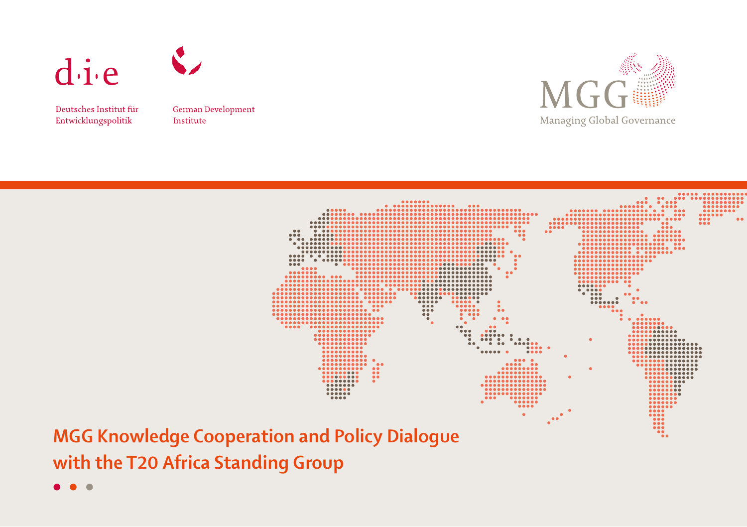d·i·e

Deutsches Institut für Entwicklungspolitik

German Development Institute

MGG

Managing Global Governance

# MGG Knowledge Cooperation and Policy Dialogue with the T20 Africa Standing Group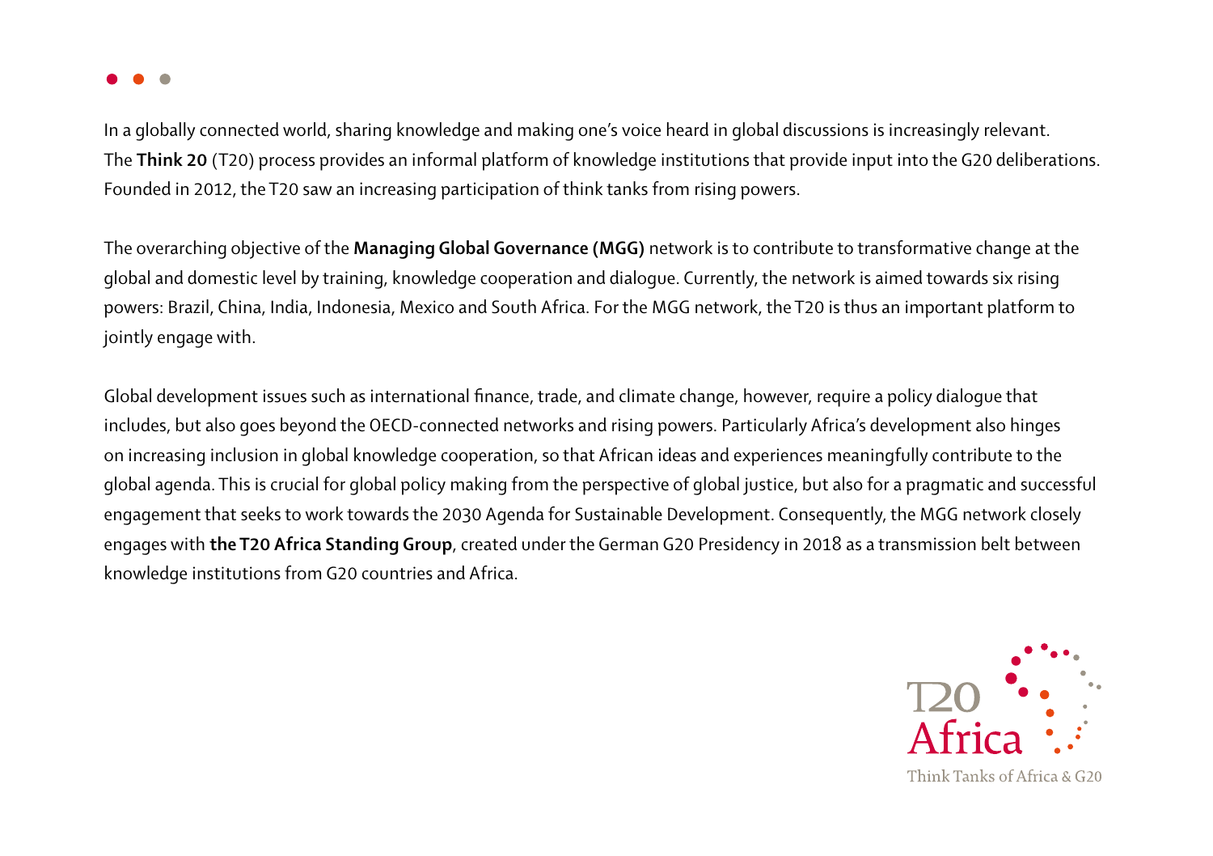In a globally connected world, sharing knowledge and making one's voice heard in global discussions is increasingly relevant. The **Think 20** (T20) process provides an informal platform of knowledge institutions that provide input into the G20 deliberations. Founded in 2012, the T20 saw an increasing participation of think tanks from rising powers.

The overarching objective of the **Managing Global Governance (MGG)** network is to contribute to transformative change at the global and domestic level by training, knowledge cooperation and dialogue. Currently, the network is aimed towards six rising powers: Brazil, China, India, Indonesia, Mexico and South Africa. For the MGG network, the T20 is thus an important platform to jointly engage with.

Global development issues such as international finance, trade, and climate change, however, require a policy dialogue that includes, but also goes beyond the OECD-connected networks and rising powers. Particularly Africa's development also hinges on increasing inclusion in global knowledge cooperation, so that African ideas and experiences meaningfully contribute to the global agenda. This is crucial for global policy making from the perspective of global justice, but also for a pragmatic and successful engagement that seeks to work towards the 2030 Agenda for Sustainable Development. Consequently, the MGG network closely engages with **the T20 Africa Standing Group**, created under the German G20 Presidency in 2018 as a transmission belt between knowledge institutions from G20 countries and Africa.

T20 Africa

Think Tanks of Africa & G20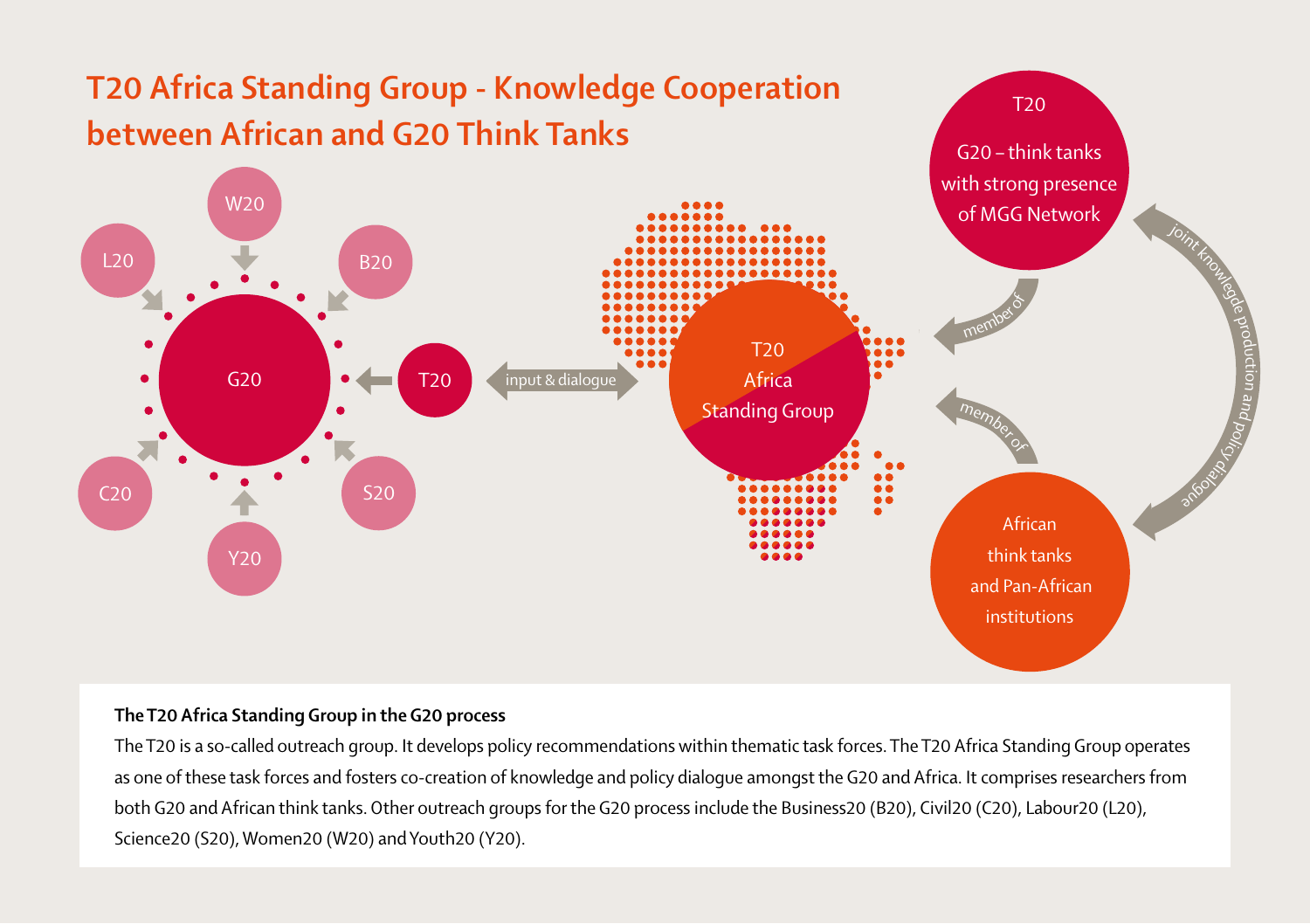# T20 Africa Standing Group - Knowledge Cooperation between African and G20 Think Tanks

W20

L20

B20

G20

T20

C20

S20

Y20

input & dialogue

T20 Africa Standing Group

T20

G20 – think tanks with strong presence of MGG Network

member of

member of

joint knowledge production and policy dialogue

African think tanks and Pan-African institutions

**The T20 Africa Standing Group in the G20 process**

The T20 is a so-called outreach group. It develops policy recommendations within thematic task forces. The T20 Africa Standing Group operates as one of these task forces and fosters co-creation of knowledge and policy dialogue amongst the G20 and Africa. It comprises researchers from both G20 and African think tanks. Other outreach groups for the G20 process include the Business20 (B20), Civil20 (C20), Labour20 (L20), Science20 (S20), Women20 (W20) and Youth20 (Y20).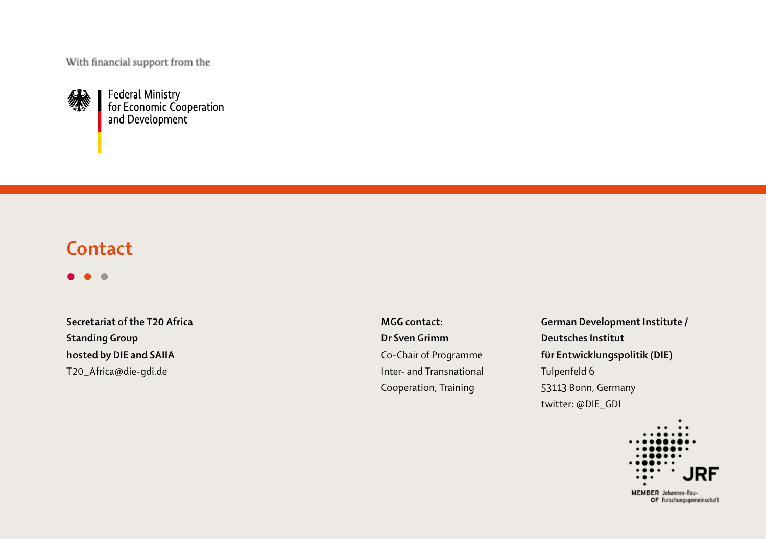With financial support from the

Federal Ministry
for Economic Cooperation
and Development

## Contact

**Secretariat of the T20 Africa Standing Group hosted by DIE and SAIIA**
T20_Africa@die-gdi.de

**MGG contact:**
**Dr Sven Grimm**
Co-Chair of Programme
Inter- and Transnational
Cooperation, Training

**German Development Institute / Deutsches Institut für Entwicklungspolitik (DIE)**
Tulpenfeld 6
53113 Bonn, Germany
twitter: @DIE_GDI

JRF
MEMBER OF Johannes-Rau-Forschungsgemeinschaft